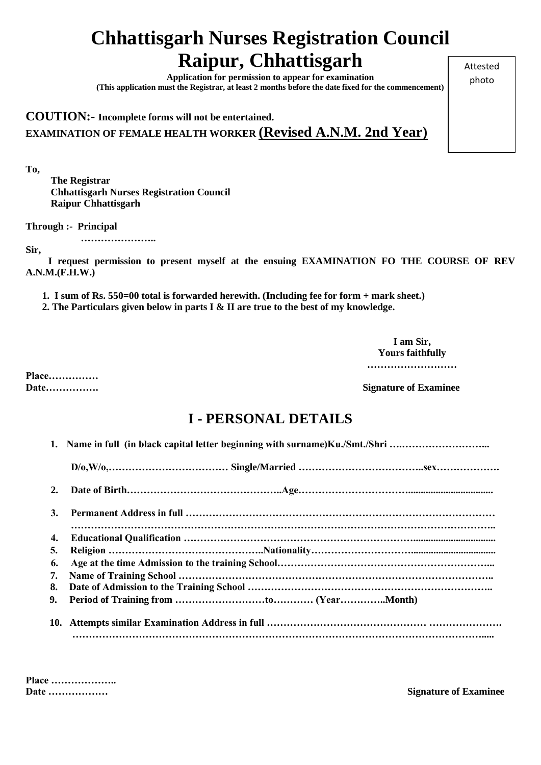# Chhattisgarh Nurses Registration Council
# Raipur, Chhattisgarh

**Application for permission to appear for examination**
**(This application must the Registrar, at least 2 months before the date fixed for the commencement)**

Attested photo

**COUTION:- Incomplete forms will not be entertained.**

**EXAMINATION OF FEMALE HEALTH WORKER (Revised A.N.M. 2nd Year)**

**To,**

**The Registrar**
**Chhattisgarh Nurses Registration Council**
**Raipur Chhattisgarh**

**Through :- Principal**
**…………………..**

**Sir,**

**I request permission to present myself at the ensuing EXAMINATION FO THE COURSE OF REV A.N.M.(F.H.W.)**

1. **I sum of Rs. 550=00 total is forwarded herewith. (Including fee for form + mark sheet.)**
2. **The Particulars given below in parts I & II are true to the best of my knowledge.**

**I am Sir,**
**Yours faithfully**
**………………………**

**Place……………**
**Date…………….**

**Signature of Examinee**

## I - PERSONAL DETAILS

1. **Name in full (in black capital letter beginning with surname)Ku./Smt./Shri ….……………………...**

   **D/o,W/o,……………………………… Single/Married ………………………………..sex……………….**

2. **Date of Birth………………………………………..Age………………………….................................**
3. **Permanent Address in full ……………………………………………………………………………… ……………………………………………………………………………………………………………..**
4. **Educational Qualification ………….………………………………………………...............................**
5. **Religion ………………………………………..Nationality……………………….................................**
6. **Age at the time Admission to the training School………………………………………………………...**
7. **Name of Training School ……………………………………………………………………………………..**
8. **Date of Admission to the Training School …………………………………………………………………..**
9. **Period of Training from ………………………to………… (Year…………..Month)**
10. **Attempts similar Examination Address in full ……………………………………… …………………. ………………………………………………………………………………………………………….....**

**Place ………………..**
**Date ………………**

**Signature of Examinee**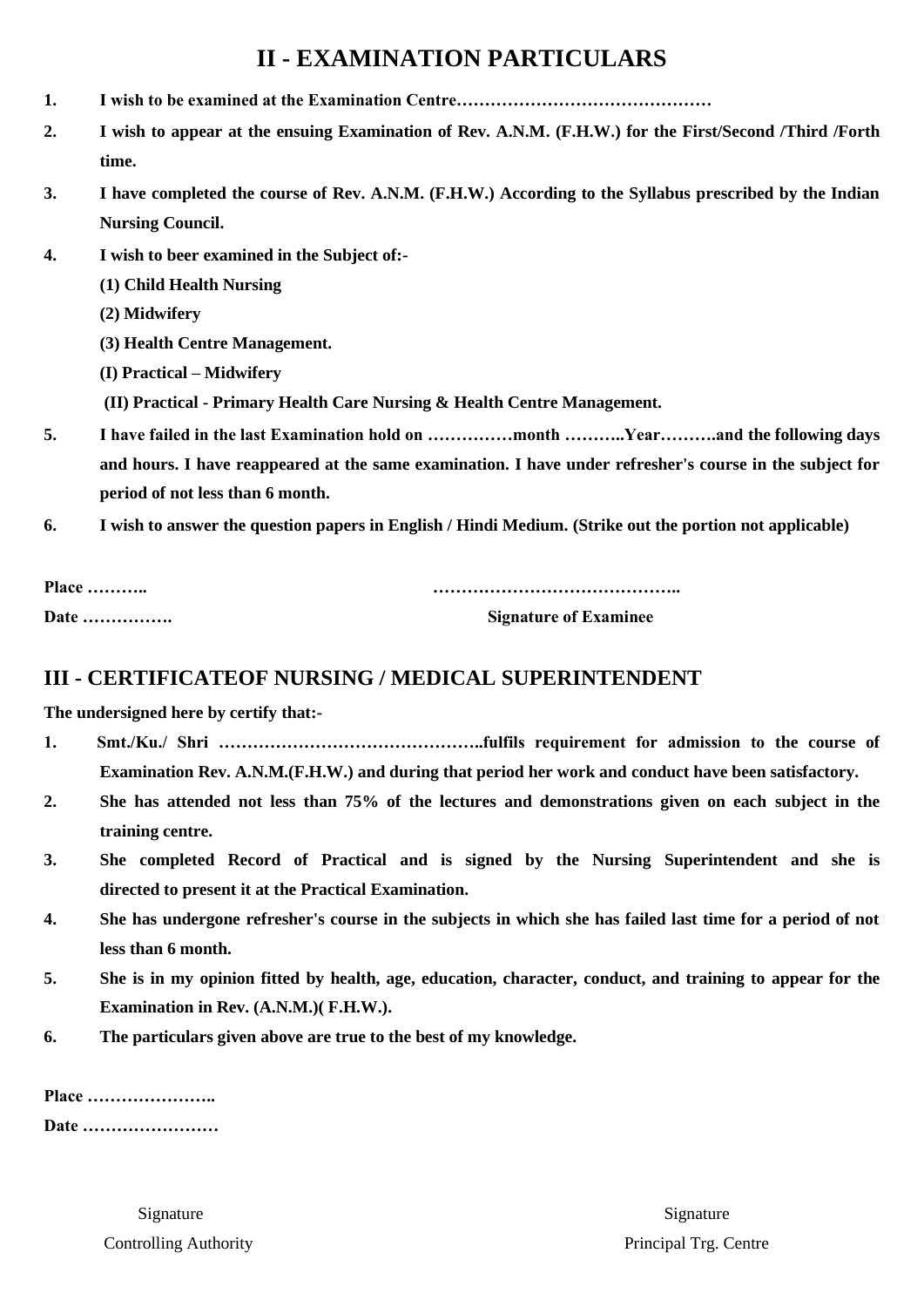# II - EXAMINATION PARTICULARS

1. **I wish to be examined at the Examination Centre………………………………………**
2. **I wish to appear at the ensuing Examination of Rev. A.N.M. (F.H.W.) for the First/Second /Third /Forth time.**
3. **I have completed the course of Rev. A.N.M. (F.H.W.) According to the Syllabus prescribed by the Indian Nursing Council.**
4. **I wish to beer examined in the Subject of:-**
   **(1) Child Health Nursing**
   **(2) Midwifery**
   **(3) Health Centre Management.**
   **(I) Practical – Midwifery**
   **(II) Practical - Primary Health Care Nursing & Health Centre Management.**
5. **I have failed in the last Examination hold on ……………month ………..Year……….and the following days and hours. I have reappeared at the same examination. I have under refresher's course in the subject for period of not less than 6 month.**
6. **I wish to answer the question papers in English / Hindi Medium. (Strike out the portion not applicable)**

**Place ………..** **……………………………………..**

**Date …………….** **Signature of Examinee**

## III - CERTIFICATEOF NURSING / MEDICAL SUPERINTENDENT

**The undersigned here by certify that:-**

1. **Smt./Ku./ Shri ………………………………………..fulfils requirement for admission to the course of Examination Rev. A.N.M.(F.H.W.) and during that period her work and conduct have been satisfactory.**
2. **She has attended not less than 75% of the lectures and demonstrations given on each subject in the training centre.**
3. **She completed Record of Practical and is signed by the Nursing Superintendent and she is directed to present it at the Practical Examination.**
4. **She has undergone refresher's course in the subjects in which she has failed last time for a period of not less than 6 month.**
5. **She is in my opinion fitted by health, age, education, character, conduct, and training to appear for the Examination in Rev. (A.N.M.)( F.H.W.).**
6. **The particulars given above are true to the best of my knowledge.**

**Place …………………..**

**Date ……………………**

Signature
Controlling Authority

Signature
Principal Trg. Centre